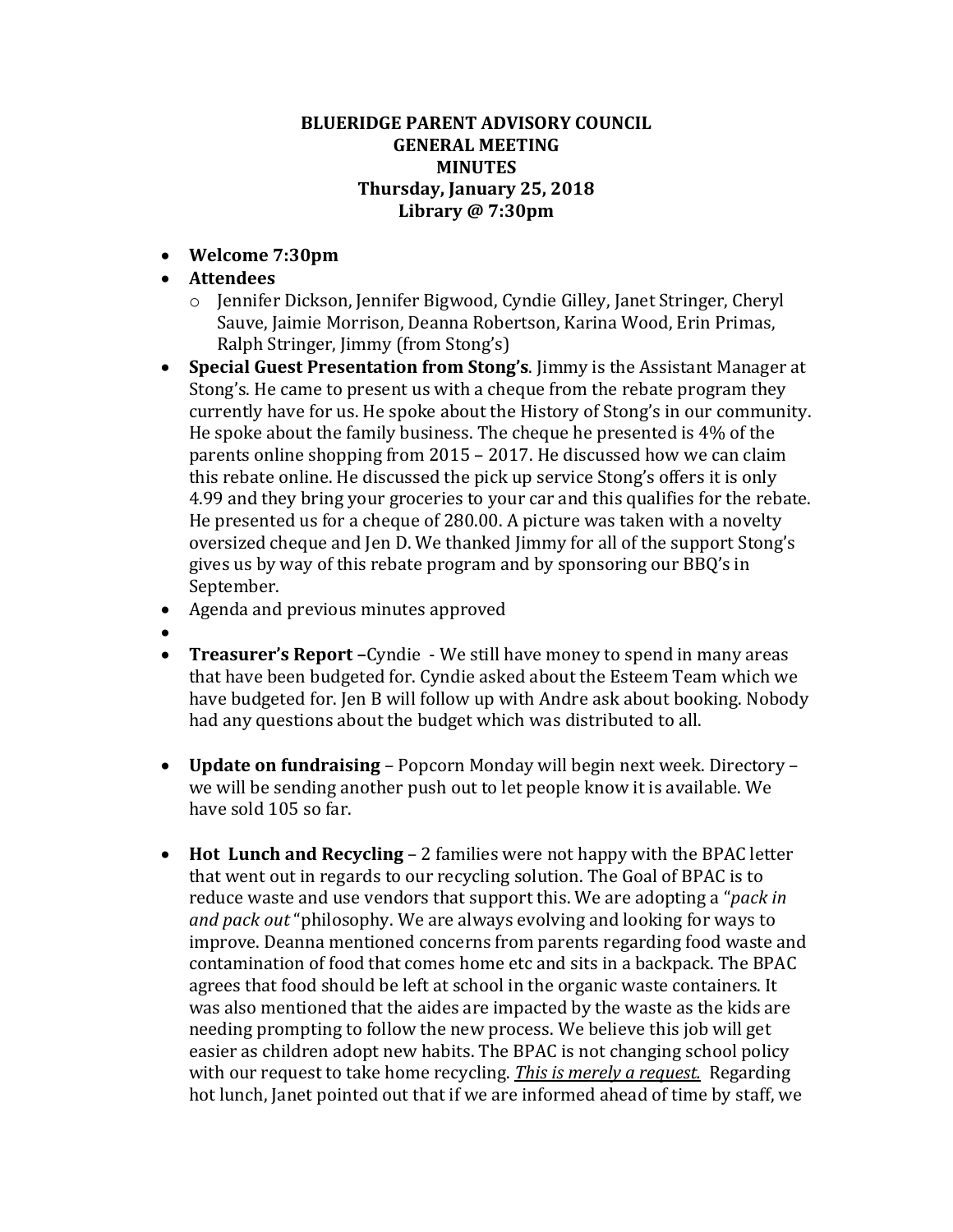**BLUERIDGE PARENT ADVISORY COUNCIL**
**GENERAL MEETING**
**MINUTES**
**Thursday, January 25, 2018**
**Library @ 7:30pm**

- **Welcome 7:30pm**
- **Attendees**
  - Jennifer Dickson, Jennifer Bigwood, Cyndie Gilley, Janet Stringer, Cheryl Sauve, Jaimie Morrison, Deanna Robertson, Karina Wood, Erin Primas, Ralph Stringer, Jimmy (from Stong's)
- **Special Guest Presentation from Stong's**. Jimmy is the Assistant Manager at Stong's. He came to present us with a cheque from the rebate program they currently have for us. He spoke about the History of Stong's in our community. He spoke about the family business. The cheque he presented is 4% of the parents online shopping from 2015 – 2017. He discussed how we can claim this rebate online. He discussed the pick up service Stong's offers it is only 4.99 and they bring your groceries to your car and this qualifies for the rebate. He presented us for a cheque of 280.00. A picture was taken with a novelty oversized cheque and Jen D. We thanked Jimmy for all of the support Stong's gives us by way of this rebate program and by sponsoring our BBQ's in September.
- Agenda and previous minutes approved
- 
- **Treasurer's Report –**Cyndie - We still have money to spend in many areas that have been budgeted for. Cyndie asked about the Esteem Team which we have budgeted for. Jen B will follow up with Andre ask about booking. Nobody had any questions about the budget which was distributed to all.

- **Update on fundraising** – Popcorn Monday will begin next week. Directory – we will be sending another push out to let people know it is available. We have sold 105 so far.

- **Hot Lunch and Recycling** – 2 families were not happy with the BPAC letter that went out in regards to our recycling solution. The Goal of BPAC is to reduce waste and use vendors that support this. We are adopting a "*pack in and pack out* "philosophy. We are always evolving and looking for ways to improve. Deanna mentioned concerns from parents regarding food waste and contamination of food that comes home etc and sits in a backpack. The BPAC agrees that food should be left at school in the organic waste containers. It was also mentioned that the aides are impacted by the waste as the kids are needing prompting to follow the new process. We believe this job will get easier as children adopt new habits. The BPAC is not changing school policy with our request to take home recycling. ***<u>This is merely a request.</u>*** Regarding hot lunch, Janet pointed out that if we are informed ahead of time by staff, we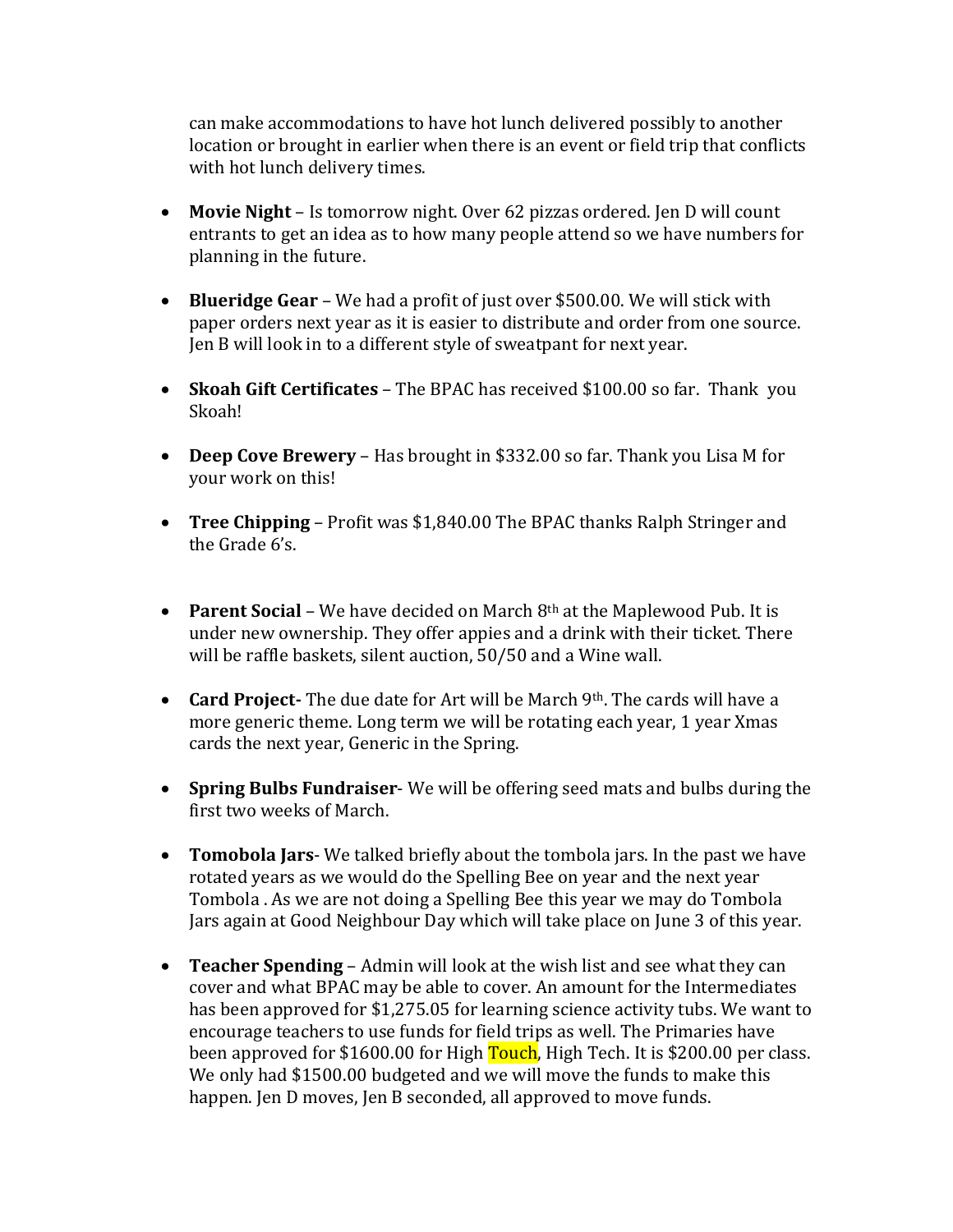can make accommodations to have hot lunch delivered possibly to another location or brought in earlier when there is an event or field trip that conflicts with hot lunch delivery times.

- **Movie Night** – Is tomorrow night. Over 62 pizzas ordered. Jen D will count entrants to get an idea as to how many people attend so we have numbers for planning in the future.

- **Blueridge Gear** – We had a profit of just over $500.00. We will stick with paper orders next year as it is easier to distribute and order from one source. Jen B will look in to a different style of sweatpant for next year.

- **Skoah Gift Certificates** – The BPAC has received $100.00 so far. Thank you Skoah!

- **Deep Cove Brewery** – Has brought in $332.00 so far. Thank you Lisa M for your work on this!

- **Tree Chipping** – Profit was $1,840.00 The BPAC thanks Ralph Stringer and the Grade 6's.

- **Parent Social** – We have decided on March 8th at the Maplewood Pub. It is under new ownership. They offer appies and a drink with their ticket. There will be raffle baskets, silent auction, 50/50 and a Wine wall.

- **Card Project-** The due date for Art will be March 9th. The cards will have a more generic theme. Long term we will be rotating each year, 1 year Xmas cards the next year, Generic in the Spring.

- **Spring Bulbs Fundraiser**- We will be offering seed mats and bulbs during the first two weeks of March.

- **Tomobola Jars**- We talked briefly about the tombola jars. In the past we have rotated years as we would do the Spelling Bee on year and the next year Tombola . As we are not doing a Spelling Bee this year we may do Tombola Jars again at Good Neighbour Day which will take place on June 3 of this year.

- **Teacher Spending** – Admin will look at the wish list and see what they can cover and what BPAC may be able to cover. An amount for the Intermediates has been approved for $1,275.05 for learning science activity tubs. We want to encourage teachers to use funds for field trips as well. The Primaries have been approved for $1600.00 for High Touch, High Tech. It is $200.00 per class. We only had $1500.00 budgeted and we will move the funds to make this happen. Jen D moves, Jen B seconded, all approved to move funds.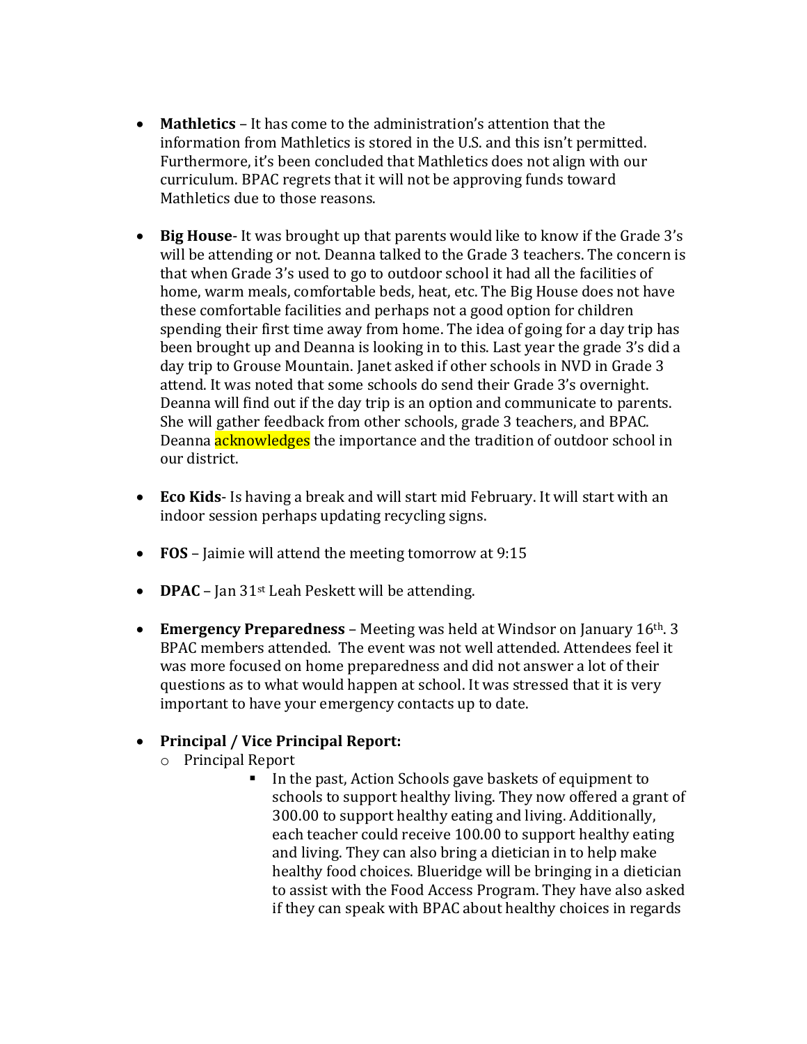- **Mathletics** – It has come to the administration's attention that the information from Mathletics is stored in the U.S. and this isn't permitted. Furthermore, it's been concluded that Mathletics does not align with our curriculum. BPAC regrets that it will not be approving funds toward Mathletics due to those reasons.

- **Big House**- It was brought up that parents would like to know if the Grade 3's will be attending or not. Deanna talked to the Grade 3 teachers. The concern is that when Grade 3's used to go to outdoor school it had all the facilities of home, warm meals, comfortable beds, heat, etc. The Big House does not have these comfortable facilities and perhaps not a good option for children spending their first time away from home. The idea of going for a day trip has been brought up and Deanna is looking in to this. Last year the grade 3's did a day trip to Grouse Mountain. Janet asked if other schools in NVD in Grade 3 attend. It was noted that some schools do send their Grade 3's overnight. Deanna will find out if the day trip is an option and communicate to parents. She will gather feedback from other schools, grade 3 teachers, and BPAC. Deanna acknowledges the importance and the tradition of outdoor school in our district.

- **Eco Kids**- Is having a break and will start mid February. It will start with an indoor session perhaps updating recycling signs.

- **FOS** – Jaimie will attend the meeting tomorrow at 9:15

- **DPAC** – Jan 31st Leah Peskett will be attending.

- **Emergency Preparedness** – Meeting was held at Windsor on January 16th. 3 BPAC members attended. The event was not well attended. Attendees feel it was more focused on home preparedness and did not answer a lot of their questions as to what would happen at school. It was stressed that it is very important to have your emergency contacts up to date.

- **Principal / Vice Principal Report:**
  - Principal Report
    - In the past, Action Schools gave baskets of equipment to schools to support healthy living. They now offered a grant of 300.00 to support healthy eating and living. Additionally, each teacher could receive 100.00 to support healthy eating and living. They can also bring a dietician in to help make healthy food choices. Blueridge will be bringing in a dietician to assist with the Food Access Program. They have also asked if they can speak with BPAC about healthy choices in regards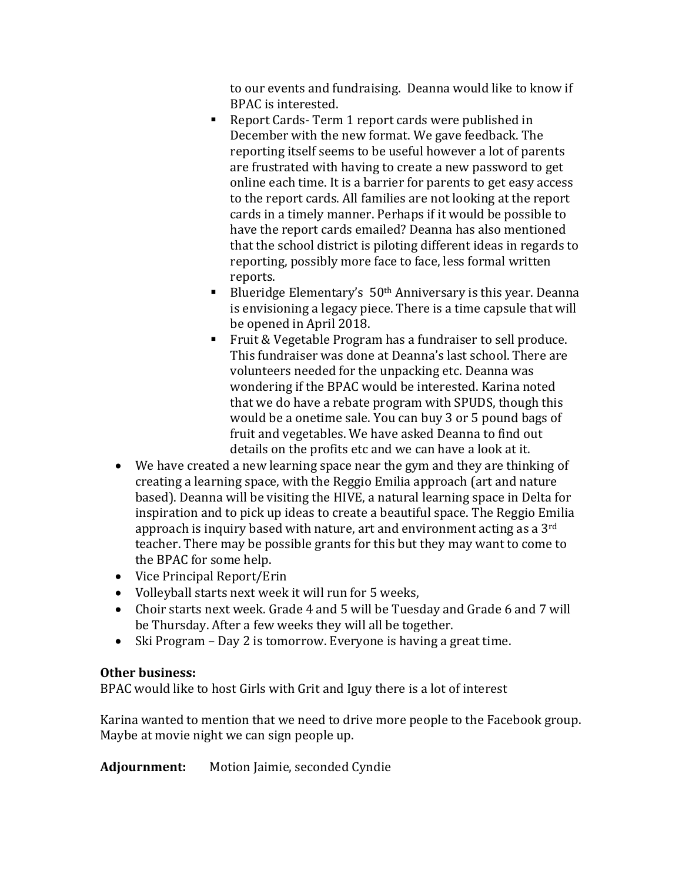to our events and fundraising. Deanna would like to know if BPAC is interested.

  - Report Cards- Term 1 report cards were published in December with the new format. We gave feedback. The reporting itself seems to be useful however a lot of parents are frustrated with having to create a new password to get online each time. It is a barrier for parents to get easy access to the report cards. All families are not looking at the report cards in a timely manner. Perhaps if it would be possible to have the report cards emailed? Deanna has also mentioned that the school district is piloting different ideas in regards to reporting, possibly more face to face, less formal written reports.
  - Blueridge Elementary's 50th Anniversary is this year. Deanna is envisioning a legacy piece. There is a time capsule that will be opened in April 2018.
  - Fruit & Vegetable Program has a fundraiser to sell produce. This fundraiser was done at Deanna's last school. There are volunteers needed for the unpacking etc. Deanna was wondering if the BPAC would be interested. Karina noted that we do have a rebate program with SPUDS, though this would be a onetime sale. You can buy 3 or 5 pound bags of fruit and vegetables. We have asked Deanna to find out details on the profits etc and we can have a look at it.

- We have created a new learning space near the gym and they are thinking of creating a learning space, with the Reggio Emilia approach (art and nature based). Deanna will be visiting the HIVE, a natural learning space in Delta for inspiration and to pick up ideas to create a beautiful space. The Reggio Emilia approach is inquiry based with nature, art and environment acting as a 3rd teacher. There may be possible grants for this but they may want to come to the BPAC for some help.
- Vice Principal Report/Erin
- Volleyball starts next week it will run for 5 weeks,
- Choir starts next week. Grade 4 and 5 will be Tuesday and Grade 6 and 7 will be Thursday. After a few weeks they will all be together.
- Ski Program – Day 2 is tomorrow. Everyone is having a great time.

**Other business:**
BPAC would like to host Girls with Grit and Iguy there is a lot of interest

Karina wanted to mention that we need to drive more people to the Facebook group. Maybe at movie night we can sign people up.

**Adjournment:** Motion Jaimie, seconded Cyndie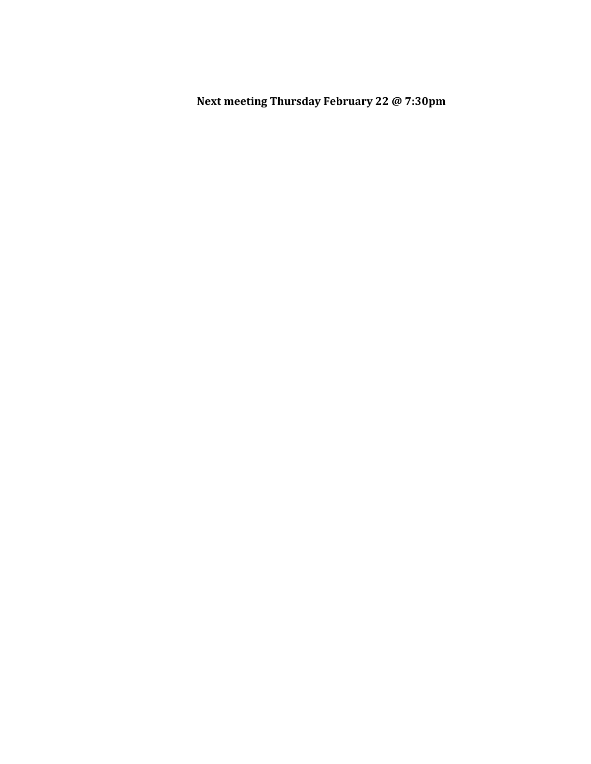**Next meeting Thursday February 22 @ 7:30pm**